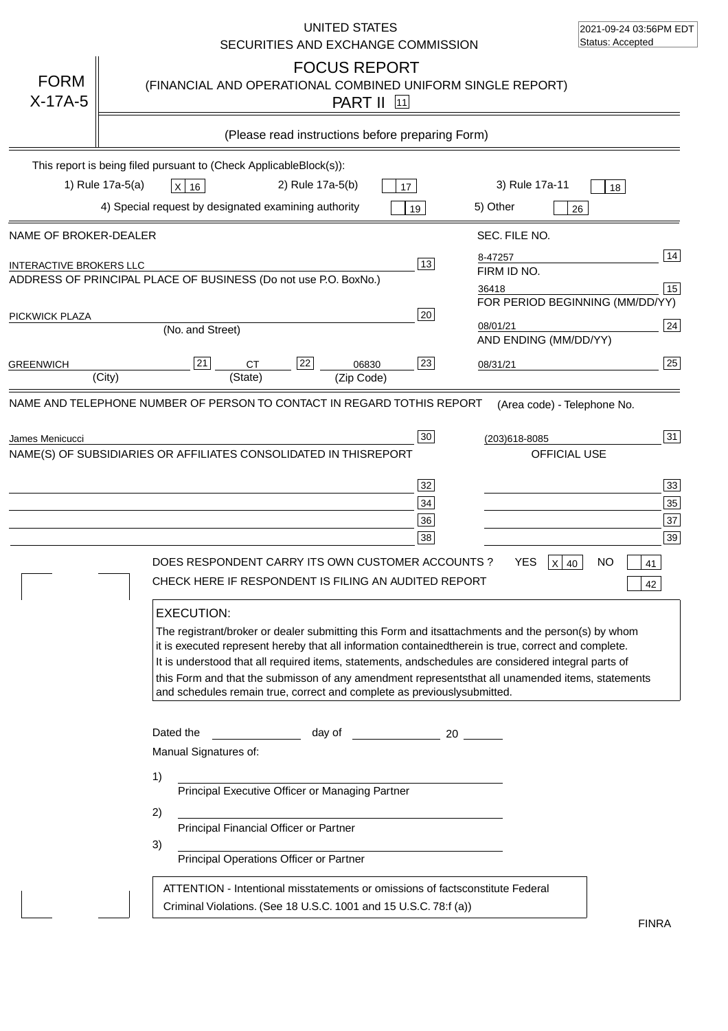2021-09-24 03:56PM EDT
Status: Accepted

UNITED STATES
SECURITIES AND EXCHANGE COMMISSION

# FORM X-17A-5

## FOCUS REPORT
(FINANCIAL AND OPERATIONAL COMBINED UNIFORM SINGLE REPORT)
PART II [11]

(Please read instructions before preparing Form)

This report is being filed pursuant to (Check ApplicableBlock(s)):

1) Rule 17a-5(a) [X] 16 2) Rule 17a-5(b) [ ] 17 3) Rule 17a-11 [ ] 18

4) Special request by designated examining authority [ ] 19 5) Other [ ] 26

| NAME OF BROKER-DEALER | | SEC. FILE NO. | |
|---|---|---|---|
| INTERACTIVE BROKERS LLC | 13 | 8-47257 | 14 |
| ADDRESS OF PRINCIPAL PLACE OF BUSINESS (Do not use P.O. BoxNo.) | | FIRM ID NO. | |
| | | 36418 | 15 |
| PICKWICK PLAZA | 20 | FOR PERIOD BEGINNING (MM/DD/YY) | |
| (No. and Street) | | 08/01/21 | 24 |
| | | AND ENDING (MM/DD/YY) | |
| GREENWICH [21] CT [22] 06830 | 23 | 08/31/21 | 25 |
| (City) (State) (Zip Code) | | | |

| NAME AND TELEPHONE NUMBER OF PERSON TO CONTACT IN REGARD TOTHIS REPORT | | (Area code) - Telephone No. | |
|---|---|---|---|
| James Menicucci | 30 | (203)618-8085 | 31 |
| NAME(S) OF SUBSIDIARIES OR AFFILIATES CONSOLIDATED IN THISREPORT | | OFFICIAL USE | |
| | 32 | | 33 |
| | 34 | | 35 |
| | 36 | | 37 |
| | 38 | | 39 |

DOES RESPONDENT CARRY ITS OWN CUSTOMER ACCOUNTS ? YES [X] 40 NO [ ] 41

CHECK HERE IF RESPONDENT IS FILING AN AUDITED REPORT [ ] 42

**EXECUTION:**

The registrant/broker or dealer submitting this Form and itsattachments and the person(s) by whom it is executed represent hereby that all information containedtherein is true, correct and complete. It is understood that all required items, statements, andschedules are considered integral parts of this Form and that the submisson of any amendment representsthat all unamended items, statements and schedules remain true, correct and complete as previouslysubmitted.

Dated the ______________ day of ______________ 20 ______

Manual Signatures of:

1) ________________________________
Principal Executive Officer or Managing Partner

2) ________________________________
Principal Financial Officer or Partner

3) ________________________________
Principal Operations Officer or Partner

ATTENTION - Intentional misstatements or omissions of factsconstitute Federal Criminal Violations. (See 18 U.S.C. 1001 and 15 U.S.C. 78:f (a))

FINRA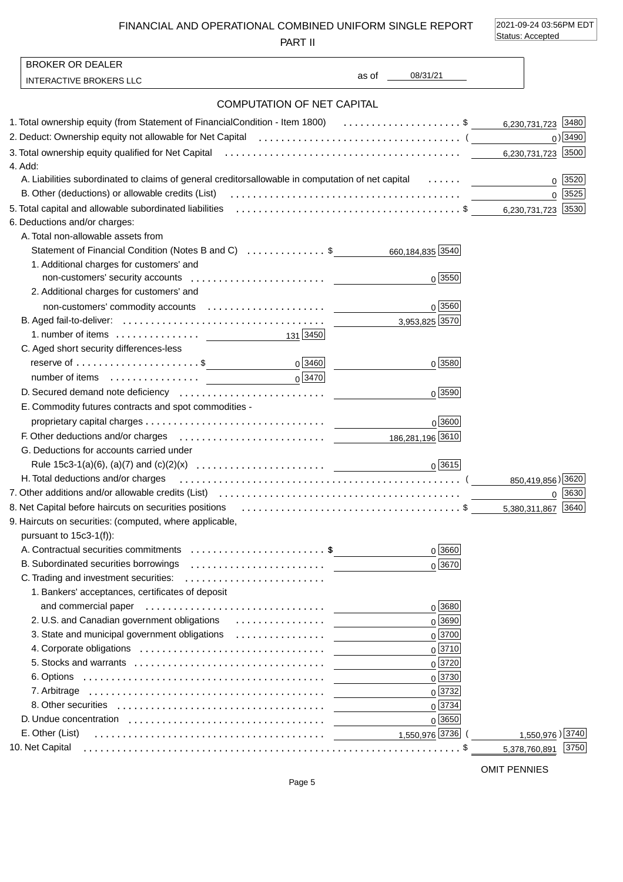# FINANCIAL AND OPERATIONAL COMBINED UNIFORM SINGLE REPORT

## PART II

2021-09-24 03:56PM EDT
Status: Accepted

BROKER OR DEALER

INTERACTIVE BROKERS LLC as of 08/31/21

### COMPUTATION OF NET CAPITAL

| Item | | Code | | Code |
|---|---|---|---|---|
| 1. Total ownership equity (from Statement of FinancialCondition - Item 1800) | | | $ 6,230,731,723 | 3480 |
| 2. Deduct: Ownership equity not allowable for Net Capital | | | ( 0 ) | 3490 |
| 3. Total ownership equity qualified for Net Capital | | | 6,230,731,723 | 3500 |
| 4. Add: | | | | |
| A. Liabilities subordinated to claims of general creditorsallowable in computation of net capital | | | 0 | 3520 |
| B. Other (deductions) or allowable credits (List) | | | 0 | 3525 |
| 5. Total capital and allowable subordinated liabilities | | | $ 6,230,731,723 | 3530 |
| 6. Deductions and/or charges: | | | | |
| A. Total non-allowable assets from Statement of Financial Condition (Notes B and C) | $ 660,184,835 | 3540 | | |
| 1. Additional charges for customers' and non-customers' security accounts | 0 | 3550 | | |
| 2. Additional charges for customers' and non-customers' commodity accounts | 0 | 3560 | | |
| B. Aged fail-to-deliver: | 3,953,825 | 3570 | | |
| 1. number of items 131 [3450] | | | | |
| C. Aged short security differences-less reserve of $ 0 [3460] | 0 | 3580 | | |
| number of items 0 [3470] | | | | |
| D. Secured demand note deficiency | 0 | 3590 | | |
| E. Commodity futures contracts and spot commodities - proprietary capital charges | 0 | 3600 | | |
| F. Other deductions and/or charges | 186,281,196 | 3610 | | |
| G. Deductions for accounts carried under Rule 15c3-1(a)(6), (a)(7) and (c)(2)(x) | 0 | 3615 | | |
| H. Total deductions and/or charges | | | ( 850,419,856 ) | 3620 |
| 7. Other additions and/or allowable credits (List) | | | 0 | 3630 |
| 8. Net Capital before haircuts on securities positions | | | $ 5,380,311,867 | 3640 |
| 9. Haircuts on securities: (computed, where applicable, pursuant to 15c3-1(f)): | | | | |
| A. Contractual securities commitments | $ 0 | 3660 | | |
| B. Subordinated securities borrowings | 0 | 3670 | | |
| C. Trading and investment securities: | | | | |
| 1. Bankers' acceptances, certificates of deposit and commercial paper | 0 | 3680 | | |
| 2. U.S. and Canadian government obligations | 0 | 3690 | | |
| 3. State and municipal government obligations | 0 | 3700 | | |
| 4. Corporate obligations | 0 | 3710 | | |
| 5. Stocks and warrants | 0 | 3720 | | |
| 6. Options | 0 | 3730 | | |
| 7. Arbitrage | 0 | 3732 | | |
| 8. Other securities | 0 | 3734 | | |
| D. Undue concentration | 0 | 3650 | | |
| E. Other (List) | 1,550,976 | 3736 | ( 1,550,976 ) | 3740 |
| 10. Net Capital | | | $ 5,378,760,891 | 3750 |

OMIT PENNIES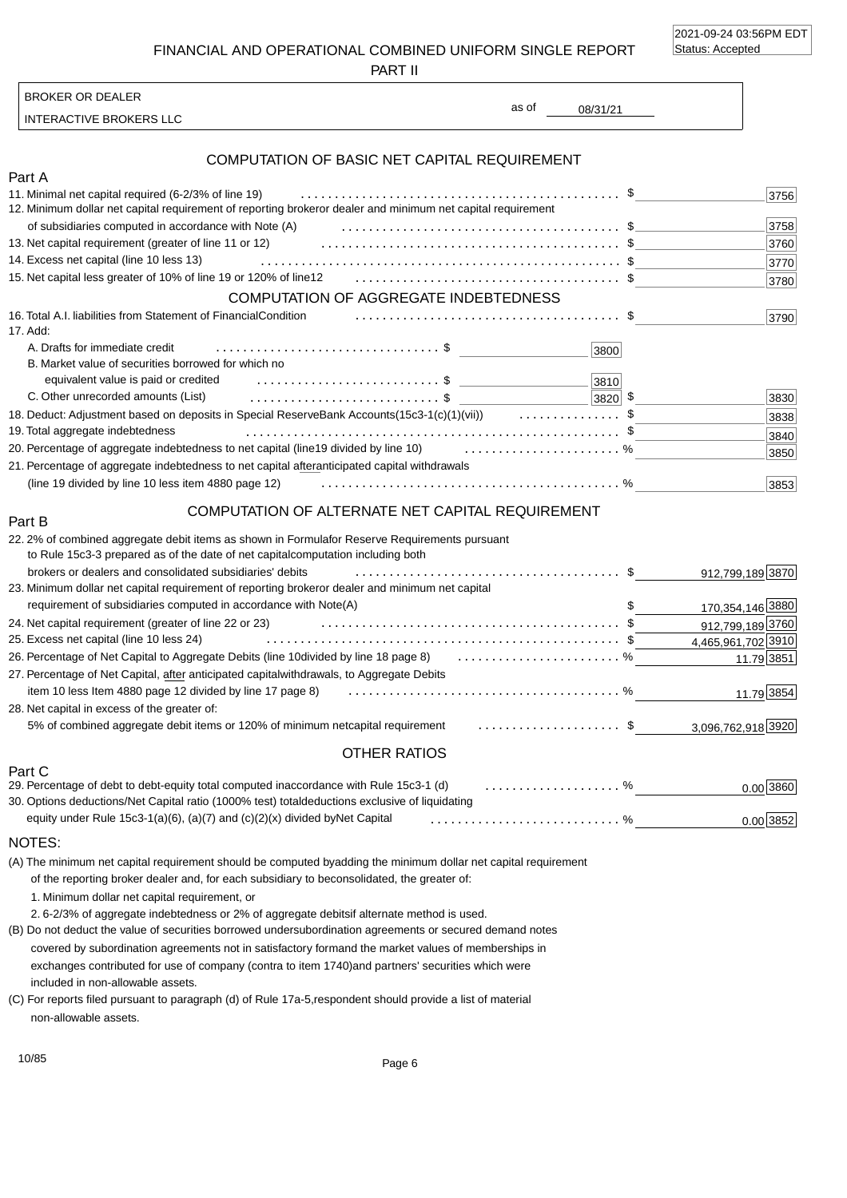2021-09-24 03:56PM EDT
Status: Accepted

# FINANCIAL AND OPERATIONAL COMBINED UNIFORM SINGLE REPORT
## PART II

BROKER OR DEALER
INTERACTIVE BROKERS LLC

as of 08/31/21

## COMPUTATION OF BASIC NET CAPITAL REQUIREMENT

### Part A

| Item | | Amount | Code |
|---|---|---|---|
| 11. Minimal net capital required (6-2/3% of line 19) | | $ | 3756 |
| 12. Minimum dollar net capital requirement of reporting broker or dealer and minimum net capital requirement of subsidiaries computed in accordance with Note (A) | | $ | 3758 |
| 13. Net capital requirement (greater of line 11 or 12) | | $ | 3760 |
| 14. Excess net capital (line 10 less 13) | | $ | 3770 |
| 15. Net capital less greater of 10% of line 19 or 120% of line12 | | $ | 3780 |

## COMPUTATION OF AGGREGATE INDEBTEDNESS

| Item | | | Amount | Code |
|---|---|---|---|---|
| 16. Total A.I. liabilities from Statement of Financial Condition | | | $ | 3790 |
| 17. Add: | | | | |
| A. Drafts for immediate credit | $ | 3800 | | |
| B. Market value of securities borrowed for which no equivalent value is paid or credited | $ | 3810 | | |
| C. Other unrecorded amounts (List) | $ | 3820 | $ | 3830 |
| 18. Deduct: Adjustment based on deposits in Special Reserve Bank Accounts(15c3-1(c)(1)(vii)) | | | $ | 3838 |
| 19. Total aggregate indebtedness | | | $ | 3840 |
| 20. Percentage of aggregate indebtedness to net capital (line19 divided by line 10) | | | % | 3850 |
| 21. Percentage of aggregate indebtedness to net capital after anticipated capital withdrawals (line 19 divided by line 10 less item 4880 page 12) | | | % | 3853 |

## COMPUTATION OF ALTERNATE NET CAPITAL REQUIREMENT

### Part B

| Item | | Amount | Code |
|---|---|---|---|
| 22. 2% of combined aggregate debit items as shown in Formula for Reserve Requirements pursuant to Rule 15c3-3 prepared as of the date of net capital computation including both brokers or dealers and consolidated subsidiaries' debits | $ | 912,799,189 | 3870 |
| 23. Minimum dollar net capital requirement of reporting broker or dealer and minimum net capital requirement of subsidiaries computed in accordance with Note(A) | $ | 170,354,146 | 3880 |
| 24. Net capital requirement (greater of line 22 or 23) | $ | 912,799,189 | 3760 |
| 25. Excess net capital (line 10 less 24) | $ | 4,465,961,702 | 3910 |
| 26. Percentage of Net Capital to Aggregate Debits (line 10 divided by line 18 page 8) | % | 11.79 | 3851 |
| 27. Percentage of Net Capital, after anticipated capital withdrawals, to Aggregate Debits item 10 less Item 4880 page 12 divided by line 17 page 8) | % | 11.79 | 3854 |
| 28. Net capital in excess of the greater of: 5% of combined aggregate debit items or 120% of minimum net capital requirement | $ | 3,096,762,918 | 3920 |

## OTHER RATIOS

### Part C

| Item | | Amount | Code |
|---|---|---|---|
| 29. Percentage of debt to debt-equity total computed in accordance with Rule 15c3-1 (d) | % | 0.00 | 3860 |
| 30. Options deductions/Net Capital ratio (1000% test) total deductions exclusive of liquidating equity under Rule 15c3-1(a)(6), (a)(7) and (c)(2)(x) divided by Net Capital | % | 0.00 | 3852 |

## NOTES:

(A) The minimum net capital requirement should be computed by adding the minimum dollar net capital requirement of the reporting broker dealer and, for each subsidiary to be consolidated, the greater of:

1. Minimum dollar net capital requirement, or
2. 6-2/3% of aggregate indebtedness or 2% of aggregate debits if alternate method is used.

(B) Do not deduct the value of securities borrowed under subordination agreements or secured demand notes covered by subordination agreements not in satisfactory form and the market values of memberships in exchanges contributed for use of company (contra to item 1740) and partners' securities which were included in non-allowable assets.

(C) For reports filed pursuant to paragraph (d) of Rule 17a-5, respondent should provide a list of material non-allowable assets.

10/85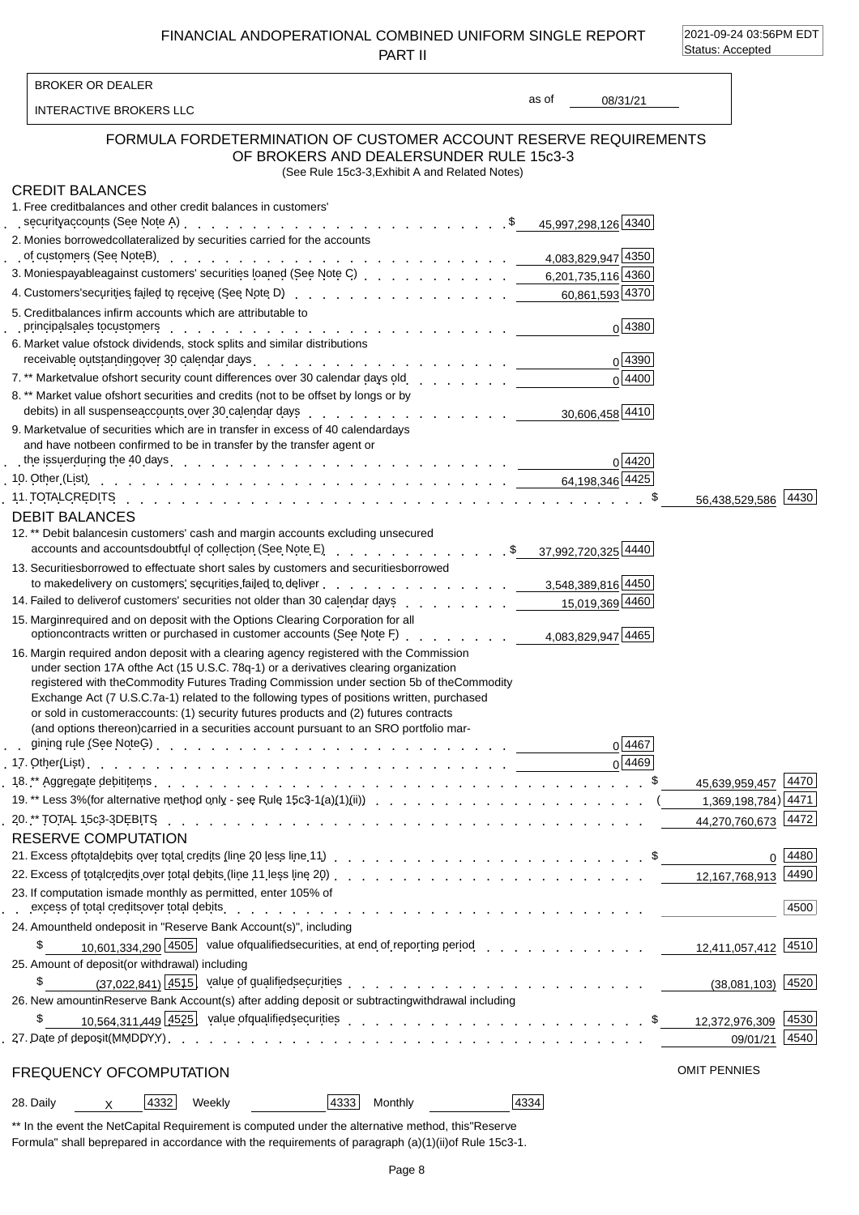# FINANCIAL AND OPERATIONAL COMBINED UNIFORM SINGLE REPORT
## PART II

2021-09-24 03:56PM EDT
Status: Accepted

BROKER OR DEALER

INTERACTIVE BROKERS LLC

as of 08/31/21

## FORMULA FOR DETERMINATION OF CUSTOMER ACCOUNT RESERVE REQUIREMENTS OF BROKERS AND DEALERS UNDER RULE 15c3-3

(See Rule 15c3-3, Exhibit A and Related Notes)

### CREDIT BALANCES

| Item | | Code | Amount | Code |
|---|---|---|---|---|
| 1. Free credit balances and other credit balances in customers' security accounts (See Note A) | $ 45,997,298,126 | 4340 | | |
| 2. Monies borrowed collateralized by securities carried for the accounts of customers (See Note B) | 4,083,829,947 | 4350 | | |
| 3. Monies payable against customers' securities loaned (See Note C) | 6,201,735,116 | 4360 | | |
| 4. Customers' securities failed to receive (See Note D) | 60,861,593 | 4370 | | |
| 5. Credit balances in firm accounts which are attributable to principal sales to customers | 0 | 4380 | | |
| 6. Market value of stock dividends, stock splits and similar distributions receivable outstanding over 30 calendar days | 0 | 4390 | | |
| 7. ** Market value of short security count differences over 30 calendar days old | 0 | 4400 | | |
| 8. ** Market value of short securities and credits (not to be offset by longs or by debits) in all suspense accounts over 30 calendar days | 30,606,458 | 4410 | | |
| 9. Market value of securities which are in transfer in excess of 40 calendar days and have not been confirmed to be in transfer by the transfer agent or the issuer during the 40 days | 0 | 4420 | | |
| 10. Other (List) | 64,198,346 | 4425 | | |
| 11. TOTAL CREDITS | | | $ 56,438,529,586 | 4430 |

### DEBIT BALANCES

| Item | | Code | Amount | Code |
|---|---|---|---|---|
| 12. ** Debit balances in customers' cash and margin accounts excluding unsecured accounts and accounts doubtful of collection (See Note E) | $ 37,992,720,325 | 4440 | | |
| 13. Securities borrowed to effectuate short sales by customers and securities borrowed to make delivery on customers' securities failed to deliver | 3,548,389,816 | 4450 | | |
| 14. Failed to deliver of customers' securities not older than 30 calendar days | 15,019,369 | 4460 | | |
| 15. Margin required and on deposit with the Options Clearing Corporation for all option contracts written or purchased in customer accounts (See Note F) | 4,083,829,947 | 4465 | | |
| 16. Margin required and on deposit with a clearing agency registered with the Commission under section 17A of the Act (15 U.S.C. 78q-1) or a derivatives clearing organization registered with the Commodity Futures Trading Commission under section 5b of the Commodity Exchange Act (7 U.S.C.7a-1) related to the following types of positions written, purchased or sold in customer accounts: (1) security futures products and (2) futures contracts (and options thereon) carried in a securities account pursuant to an SRO portfolio margining rule (See Note G) | 0 | 4467 | | |
| 17. Other (List) | 0 | 4469 | | |
| 18. ** Aggregate debit items | | | $ 45,639,959,457 | 4470 |
| 19. ** Less 3% (for alternative method only - see Rule 15c3-1(a)(1)(ii)) | | | (1,369,198,784) | 4471 |
| 20. ** TOTAL 15c3-3 DEBITS | | | 44,270,760,673 | 4472 |

### RESERVE COMPUTATION

| Item | | Code | Amount | Code |
|---|---|---|---|---|
| 21. Excess of total debits over total credits (line 20 less line 11) | | | $ 0 | 4480 |
| 22. Excess of total credits over total debits (line 11 less line 20) | | | 12,167,768,913 | 4490 |
| 23. If computation is made monthly as permitted, enter 105% of excess of total credits over total debits | | | | 4500 |
| 24. Amount held on deposit in "Reserve Bank Account(s)", including value of qualified securities, at end of reporting period | $ 10,601,334,290 | 4505 | 12,411,057,412 | 4510 |
| 25. Amount of deposit (or withdrawal) including value of qualified securities | $ (37,022,841) | 4515 | (38,081,103) | 4520 |
| 26. New amount in Reserve Bank Account(s) after adding deposit or subtracting withdrawal including value of qualified securities | $ 10,564,311,449 | 4525 | $ 12,372,976,309 | 4530 |
| 27. Date of deposit (MMDDYY) | | | 09/01/21 | 4540 |

### FREQUENCY OF COMPUTATION

OMIT PENNIES

28. Daily X [4332] Weekly [4333] Monthly [4334]

** In the event the Net Capital Requirement is computed under the alternative method, this "Reserve Formula" shall be prepared in accordance with the requirements of paragraph (a)(1)(ii) of Rule 15c3-1.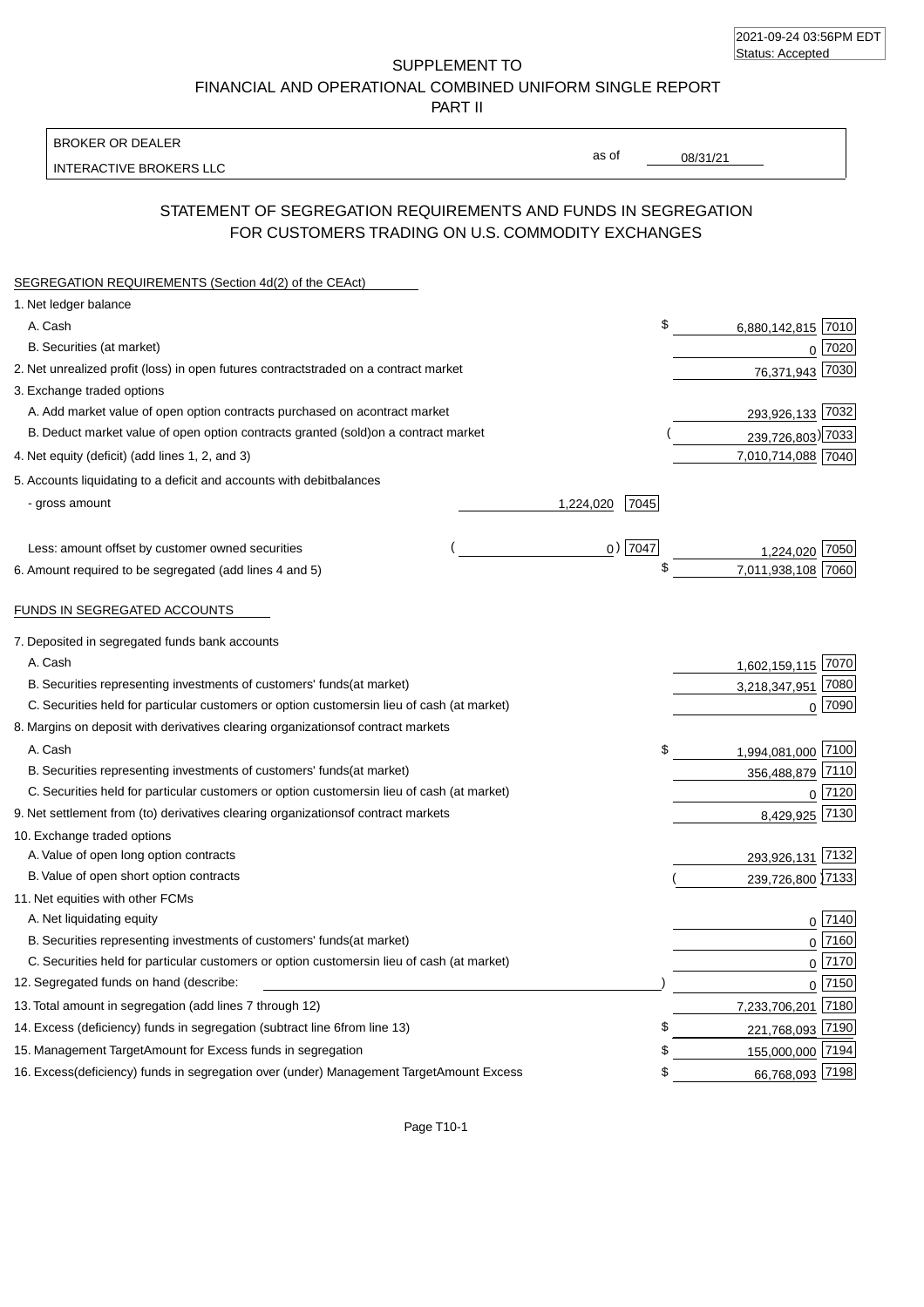2021-09-24 03:56PM EDT
Status: Accepted

# SUPPLEMENT TO
# FINANCIAL AND OPERATIONAL COMBINED UNIFORM SINGLE REPORT
# PART II

BROKER OR DEALER

INTERACTIVE BROKERS LLC

as of 08/31/21

## STATEMENT OF SEGREGATION REQUIREMENTS AND FUNDS IN SEGREGATION FOR CUSTOMERS TRADING ON U.S. COMMODITY EXCHANGES

### SEGREGATION REQUIREMENTS (Section 4d(2) of the CEAct)

| Item | | | Amount | Code |
|---|---|---|---|---|
| 1. Net ledger balance | | | | |
| A. Cash | | | $ 6,880,142,815 | 7010 |
| B. Securities (at market) | | | 0 | 7020 |
| 2. Net unrealized profit (loss) in open futures contracts traded on a contract market | | | 76,371,943 | 7030 |
| 3. Exchange traded options | | | | |
| A. Add market value of open option contracts purchased on a contract market | | | 293,926,133 | 7032 |
| B. Deduct market value of open option contracts granted (sold) on a contract market | | | (239,726,803) | 7033 |
| 4. Net equity (deficit) (add lines 1, 2, and 3) | | | 7,010,714,088 | 7040 |
| 5. Accounts liquidating to a deficit and accounts with debit balances | | | | |
| - gross amount | 1,224,020 | 7045 | | |
| Less: amount offset by customer owned securities | (0) | 7047 | 1,224,020 | 7050 |
| 6. Amount required to be segregated (add lines 4 and 5) | | | $ 7,011,938,108 | 7060 |

### FUNDS IN SEGREGATED ACCOUNTS

| Item | Amount | Code |
|---|---|---|
| 7. Deposited in segregated funds bank accounts | | |
| A. Cash | 1,602,159,115 | 7070 |
| B. Securities representing investments of customers' funds (at market) | 3,218,347,951 | 7080 |
| C. Securities held for particular customers or option customers in lieu of cash (at market) | 0 | 7090 |
| 8. Margins on deposit with derivatives clearing organizations of contract markets | | |
| A. Cash | $ 1,994,081,000 | 7100 |
| B. Securities representing investments of customers' funds (at market) | 356,488,879 | 7110 |
| C. Securities held for particular customers or option customers in lieu of cash (at market) | 0 | 7120 |
| 9. Net settlement from (to) derivatives clearing organizations of contract markets | 8,429,925 | 7130 |
| 10. Exchange traded options | | |
| A. Value of open long option contracts | 293,926,131 | 7132 |
| B. Value of open short option contracts | (239,726,800) | 7133 |
| 11. Net equities with other FCMs | | |
| A. Net liquidating equity | 0 | 7140 |
| B. Securities representing investments of customers' funds (at market) | 0 | 7160 |
| C. Securities held for particular customers or option customers in lieu of cash (at market) | 0 | 7170 |
| 12. Segregated funds on hand (describe: ) | 0 | 7150 |
| 13. Total amount in segregation (add lines 7 through 12) | 7,233,706,201 | 7180 |
| 14. Excess (deficiency) funds in segregation (subtract line 6 from line 13) | $ 221,768,093 | 7190 |
| 15. Management Target Amount for Excess funds in segregation | $ 155,000,000 | 7194 |
| 16. Excess (deficiency) funds in segregation over (under) Management Target Amount Excess | $ 66,768,093 | 7198 |

Page T10-1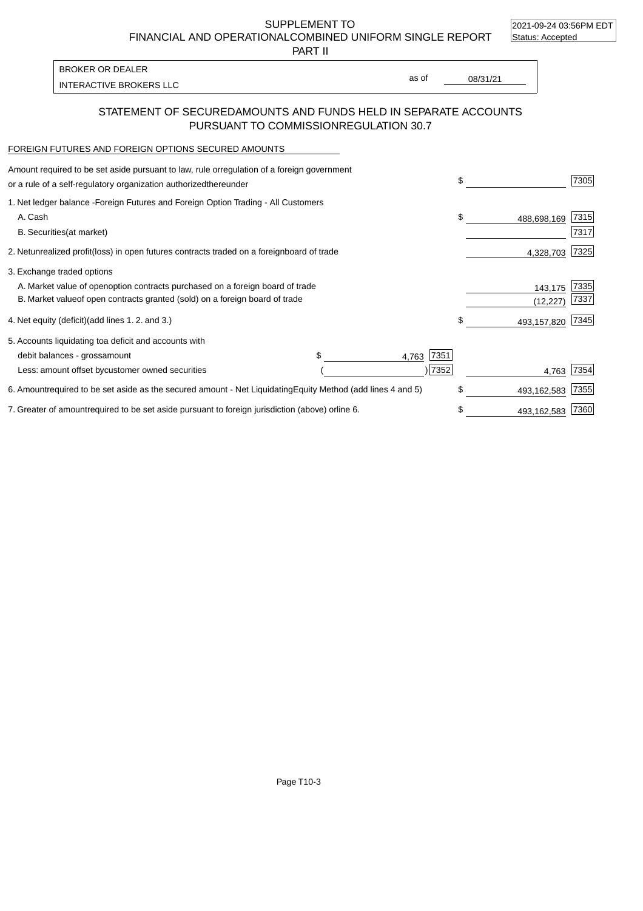SUPPLEMENT TO
FINANCIAL AND OPERATIONALCOMBINED UNIFORM SINGLE REPORT
PART II

2021-09-24 03:56PM EDT
Status: Accepted

BROKER OR DEALER
INTERACTIVE BROKERS LLC

as of 08/31/21

## STATEMENT OF SECUREDAMOUNTS AND FUNDS HELD IN SEPARATE ACCOUNTS PURSUANT TO COMMISSIONREGULATION 30.7

FOREIGN FUTURES AND FOREIGN OPTIONS SECURED AMOUNTS

| | | | | |
|---|---|---|---|---|
| Amount required to be set aside pursuant to law, rule orregulation of a foreign government or a rule of a self-regulatory organization authorizedthereunder | | | $ | 7305 |
| 1. Net ledger balance -Foreign Futures and Foreign Option Trading - All Customers | | | | |
| A. Cash | | | $ 488,698,169 | 7315 |
| B. Securities(at market) | | | | 7317 |
| 2. Netunrealized profit(loss) in open futures contracts traded on a foreignboard of trade | | | 4,328,703 | 7325 |
| 3. Exchange traded options | | | | |
| A. Market value of openoption contracts purchased on a foreign board of trade | | | 143,175 | 7335 |
| B. Market valueof open contracts granted (sold) on a foreign board of trade | | | (12,227) | 7337 |
| 4. Net equity (deficit)(add lines 1. 2. and 3.) | | | $ 493,157,820 | 7345 |
| 5. Accounts liquidating toa deficit and accounts with | | | | |
| debit balances - grossamount | $ 4,763 | 7351 | | |
| Less: amount offset bycustomer owned securities | ( ) | 7352 | 4,763 | 7354 |
| 6. Amountrequired to be set aside as the secured amount - Net LiquidatingEquity Method (add lines 4 and 5) | | | $ 493,162,583 | 7355 |
| 7. Greater of amountrequired to be set aside pursuant to foreign jurisdiction (above) orline 6. | | | $ 493,162,583 | 7360 |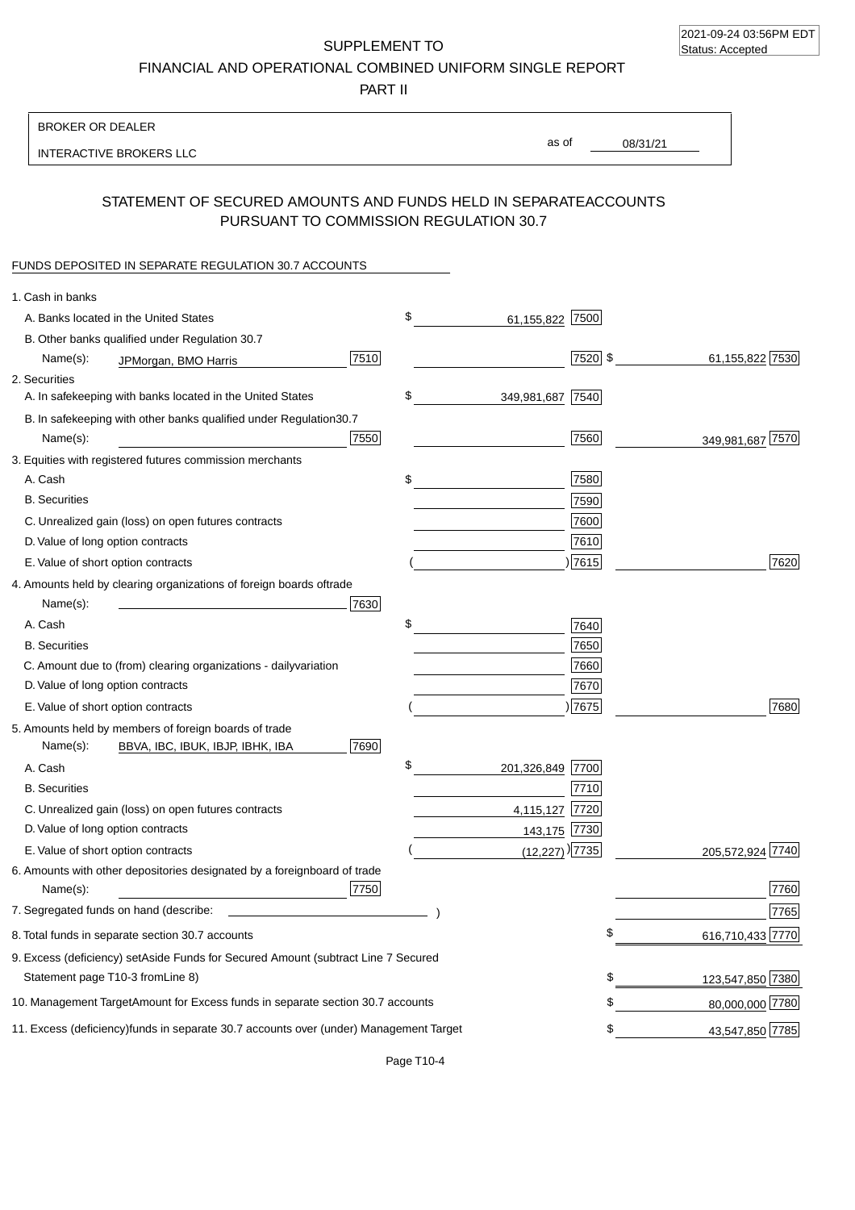SUPPLEMENT TO

FINANCIAL AND OPERATIONAL COMBINED UNIFORM SINGLE REPORT

PART II

2021-09-24 03:56PM EDT
Status: Accepted

BROKER OR DEALER

INTERACTIVE BROKERS LLC

as of 08/31/21

## STATEMENT OF SECURED AMOUNTS AND FUNDS HELD IN SEPARATEACCOUNTS PURSUANT TO COMMISSION REGULATION 30.7

FUNDS DEPOSITED IN SEPARATE REGULATION 30.7 ACCOUNTS

| | | | |
|---|---|---|---|
| 1. Cash in banks | | | |
| A. Banks located in the United States | | $ 61,155,822 [7500] | |
| B. Other banks qualified under Regulation 30.7 | | | |
| Name(s): | JPMorgan, BMO Harris [7510] | [7520] | $ 61,155,822 [7530] |
| 2. Securities | | | |
| A. In safekeeping with banks located in the United States | | $ 349,981,687 [7540] | |
| B. In safekeeping with other banks qualified under Regulation30.7 | | | |
| Name(s): | [7550] | [7560] | 349,981,687 [7570] |
| 3. Equities with registered futures commission merchants | | | |
| A. Cash | | $ [7580] | |
| B. Securities | | [7590] | |
| C. Unrealized gain (loss) on open futures contracts | | [7600] | |
| D. Value of long option contracts | | [7610] | |
| E. Value of short option contracts | | ( ) [7615] | [7620] |
| 4. Amounts held by clearing organizations of foreign boards oftrade | | | |
| Name(s): | [7630] | | |
| A. Cash | | $ [7640] | |
| B. Securities | | [7650] | |
| C. Amount due to (from) clearing organizations - dailyvariation | | [7660] | |
| D. Value of long option contracts | | [7670] | |
| E. Value of short option contracts | | ( ) [7675] | [7680] |
| 5. Amounts held by members of foreign boards of trade | | | |
| Name(s): | BBVA, IBC, IBUK, IBJP, IBHK, IBA [7690] | | |
| A. Cash | | $ 201,326,849 [7700] | |
| B. Securities | | [7710] | |
| C. Unrealized gain (loss) on open futures contracts | | 4,115,127 [7720] | |
| D. Value of long option contracts | | 143,175 [7730] | |
| E. Value of short option contracts | | ( (12,227) ) [7735] | 205,572,924 [7740] |
| 6. Amounts with other depositories designated by a foreignboard of trade | | | |
| Name(s): | [7750] | | [7760] |
| 7. Segregated funds on hand (describe: ) | | | [7765] |
| 8. Total funds in separate section 30.7 accounts | | | $ 616,710,433 [7770] |
| 9. Excess (deficiency) setAside Funds for Secured Amount (subtract Line 7 Secured Statement page T10-3 fromLine 8) | | | $ 123,547,850 [7380] |
| 10. Management TargetAmount for Excess funds in separate section 30.7 accounts | | | $ 80,000,000 [7780] |
| 11. Excess (deficiency)funds in separate 30.7 accounts over (under) Management Target | | | $ 43,547,850 [7785] |

Page T10-4